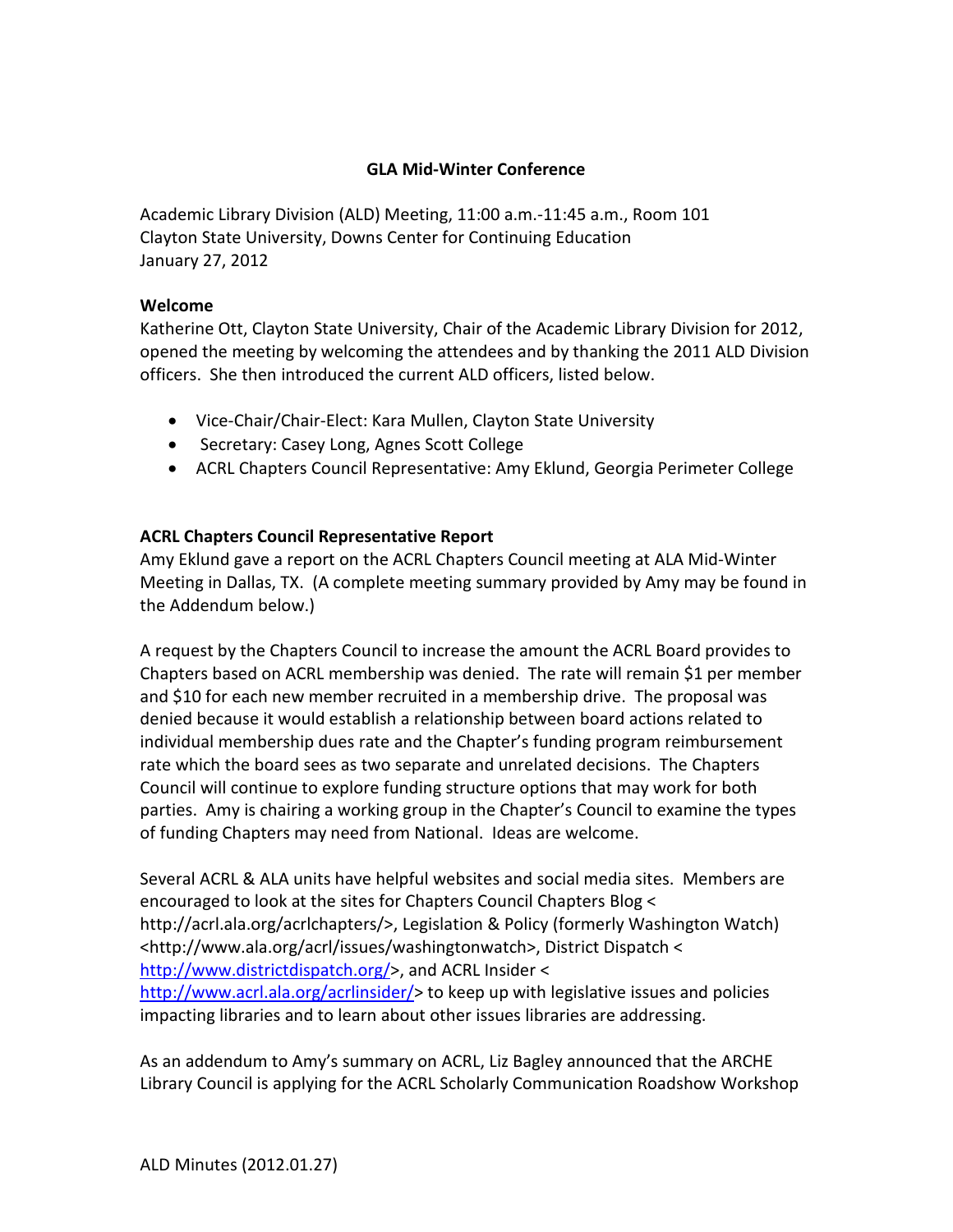# GLA Mid-Winter Conference

Academic Library Division (ALD) Meeting, 11:00 a.m.-11:45 a.m., Room 101
Clayton State University, Downs Center for Continuing Education
January 27, 2012

**Welcome**
Katherine Ott, Clayton State University, Chair of the Academic Library Division for 2012, opened the meeting by welcoming the attendees and by thanking the 2011 ALD Division officers. She then introduced the current ALD officers, listed below.

- Vice-Chair/Chair-Elect: Kara Mullen, Clayton State University
- Secretary: Casey Long, Agnes Scott College
- ACRL Chapters Council Representative: Amy Eklund, Georgia Perimeter College

**ACRL Chapters Council Representative Report**
Amy Eklund gave a report on the ACRL Chapters Council meeting at ALA Mid-Winter Meeting in Dallas, TX. (A complete meeting summary provided by Amy may be found in the Addendum below.)

A request by the Chapters Council to increase the amount the ACRL Board provides to Chapters based on ACRL membership was denied. The rate will remain $1 per member and $10 for each new member recruited in a membership drive. The proposal was denied because it would establish a relationship between board actions related to individual membership dues rate and the Chapter's funding program reimbursement rate which the board sees as two separate and unrelated decisions. The Chapters Council will continue to explore funding structure options that may work for both parties. Amy is chairing a working group in the Chapter's Council to examine the types of funding Chapters may need from National. Ideas are welcome.

Several ACRL & ALA units have helpful websites and social media sites. Members are encouraged to look at the sites for Chapters Council Chapters Blog < http://acrl.ala.org/acrlchapters/>, Legislation & Policy (formerly Washington Watch) <http://www.ala.org/acrl/issues/washingtonwatch>, District Dispatch < http://www.districtdispatch.org/>, and ACRL Insider < http://www.acrl.ala.org/acrlinsider/> to keep up with legislative issues and policies impacting libraries and to learn about other issues libraries are addressing.

As an addendum to Amy's summary on ACRL, Liz Bagley announced that the ARCHE Library Council is applying for the ACRL Scholarly Communication Roadshow Workshop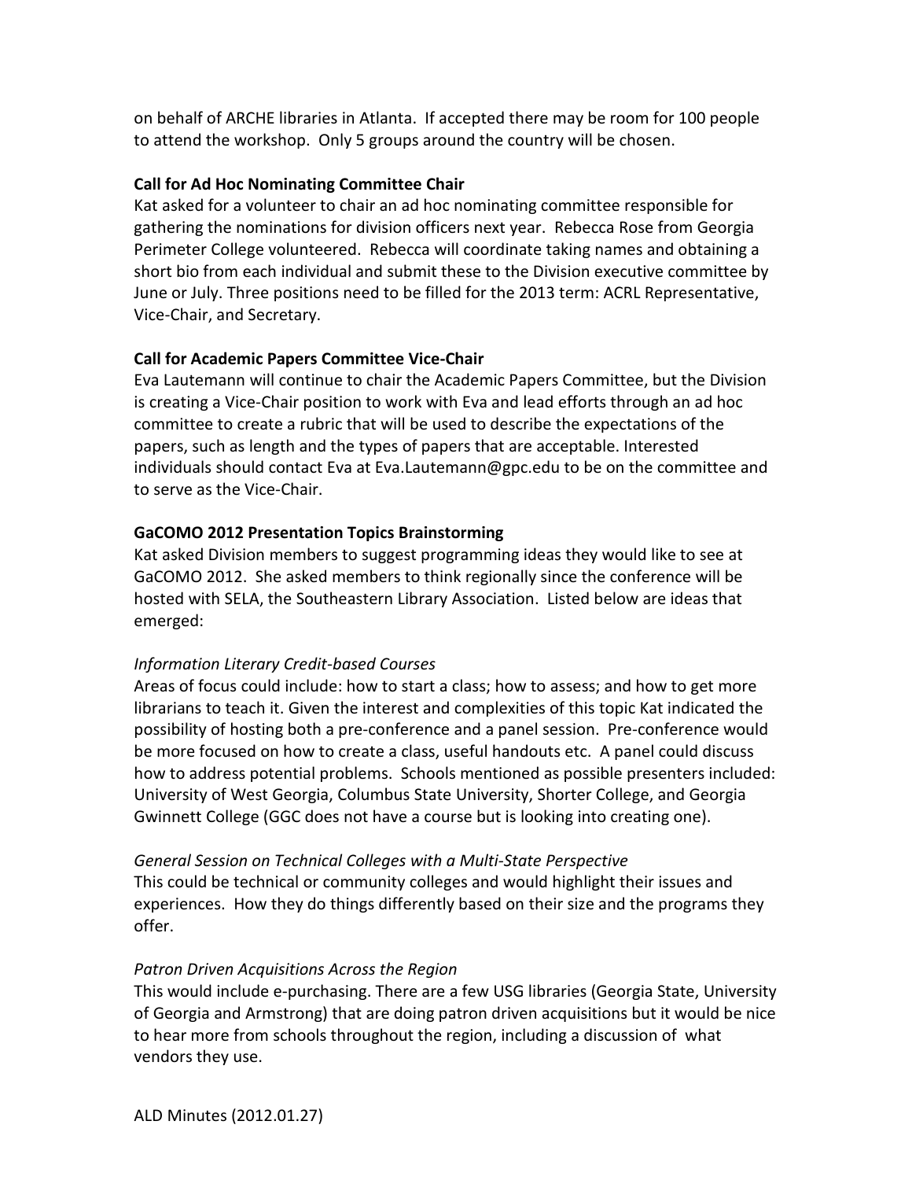on behalf of ARCHE libraries in Atlanta. If accepted there may be room for 100 people to attend the workshop. Only 5 groups around the country will be chosen.

**Call for Ad Hoc Nominating Committee Chair**

Kat asked for a volunteer to chair an ad hoc nominating committee responsible for gathering the nominations for division officers next year. Rebecca Rose from Georgia Perimeter College volunteered. Rebecca will coordinate taking names and obtaining a short bio from each individual and submit these to the Division executive committee by June or July. Three positions need to be filled for the 2013 term: ACRL Representative, Vice-Chair, and Secretary.

**Call for Academic Papers Committee Vice-Chair**

Eva Lautemann will continue to chair the Academic Papers Committee, but the Division is creating a Vice-Chair position to work with Eva and lead efforts through an ad hoc committee to create a rubric that will be used to describe the expectations of the papers, such as length and the types of papers that are acceptable. Interested individuals should contact Eva at Eva.Lautemann@gpc.edu to be on the committee and to serve as the Vice-Chair.

**GaCOMO 2012 Presentation Topics Brainstorming**

Kat asked Division members to suggest programming ideas they would like to see at GaCOMO 2012. She asked members to think regionally since the conference will be hosted with SELA, the Southeastern Library Association. Listed below are ideas that emerged:

*Information Literary Credit-based Courses*

Areas of focus could include: how to start a class; how to assess; and how to get more librarians to teach it. Given the interest and complexities of this topic Kat indicated the possibility of hosting both a pre-conference and a panel session. Pre-conference would be more focused on how to create a class, useful handouts etc. A panel could discuss how to address potential problems. Schools mentioned as possible presenters included: University of West Georgia, Columbus State University, Shorter College, and Georgia Gwinnett College (GGC does not have a course but is looking into creating one).

*General Session on Technical Colleges with a Multi-State Perspective*

This could be technical or community colleges and would highlight their issues and experiences. How they do things differently based on their size and the programs they offer.

*Patron Driven Acquisitions Across the Region*

This would include e-purchasing. There are a few USG libraries (Georgia State, University of Georgia and Armstrong) that are doing patron driven acquisitions but it would be nice to hear more from schools throughout the region, including a discussion of what vendors they use.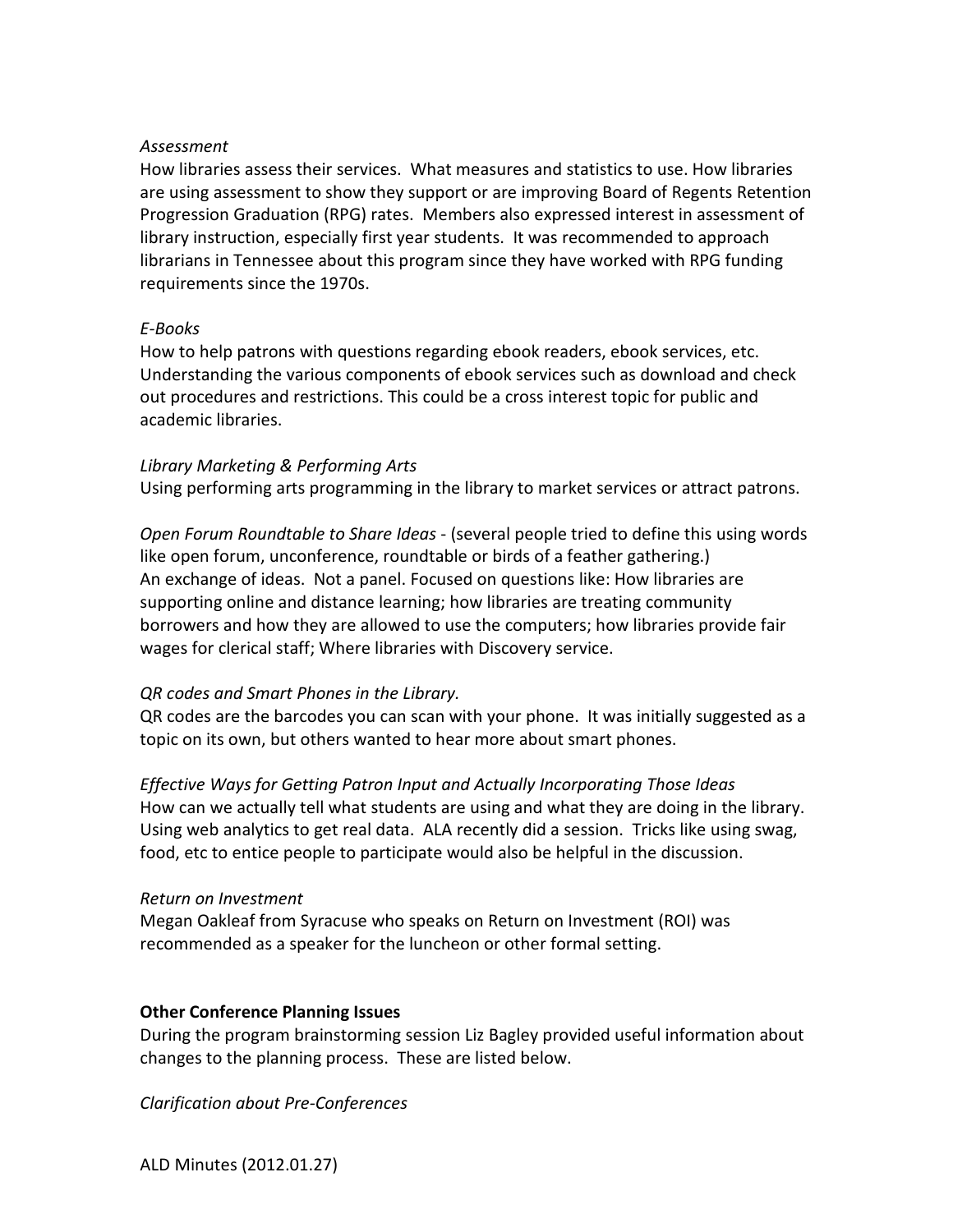*Assessment*

How libraries assess their services. What measures and statistics to use. How libraries are using assessment to show they support or are improving Board of Regents Retention Progression Graduation (RPG) rates. Members also expressed interest in assessment of library instruction, especially first year students. It was recommended to approach librarians in Tennessee about this program since they have worked with RPG funding requirements since the 1970s.

*E-Books*

How to help patrons with questions regarding ebook readers, ebook services, etc. Understanding the various components of ebook services such as download and check out procedures and restrictions. This could be a cross interest topic for public and academic libraries.

*Library Marketing & Performing Arts*

Using performing arts programming in the library to market services or attract patrons.

*Open Forum Roundtable to Share Ideas* - (several people tried to define this using words like open forum, unconference, roundtable or birds of a feather gathering.)
An exchange of ideas. Not a panel. Focused on questions like: How libraries are supporting online and distance learning; how libraries are treating community borrowers and how they are allowed to use the computers; how libraries provide fair wages for clerical staff; Where libraries with Discovery service.

*QR codes and Smart Phones in the Library.*

QR codes are the barcodes you can scan with your phone. It was initially suggested as a topic on its own, but others wanted to hear more about smart phones.

*Effective Ways for Getting Patron Input and Actually Incorporating Those Ideas*

How can we actually tell what students are using and what they are doing in the library. Using web analytics to get real data. ALA recently did a session. Tricks like using swag, food, etc to entice people to participate would also be helpful in the discussion.

*Return on Investment*

Megan Oakleaf from Syracuse who speaks on Return on Investment (ROI) was recommended as a speaker for the luncheon or other formal setting.

**Other Conference Planning Issues**

During the program brainstorming session Liz Bagley provided useful information about changes to the planning process. These are listed below.

*Clarification about Pre-Conferences*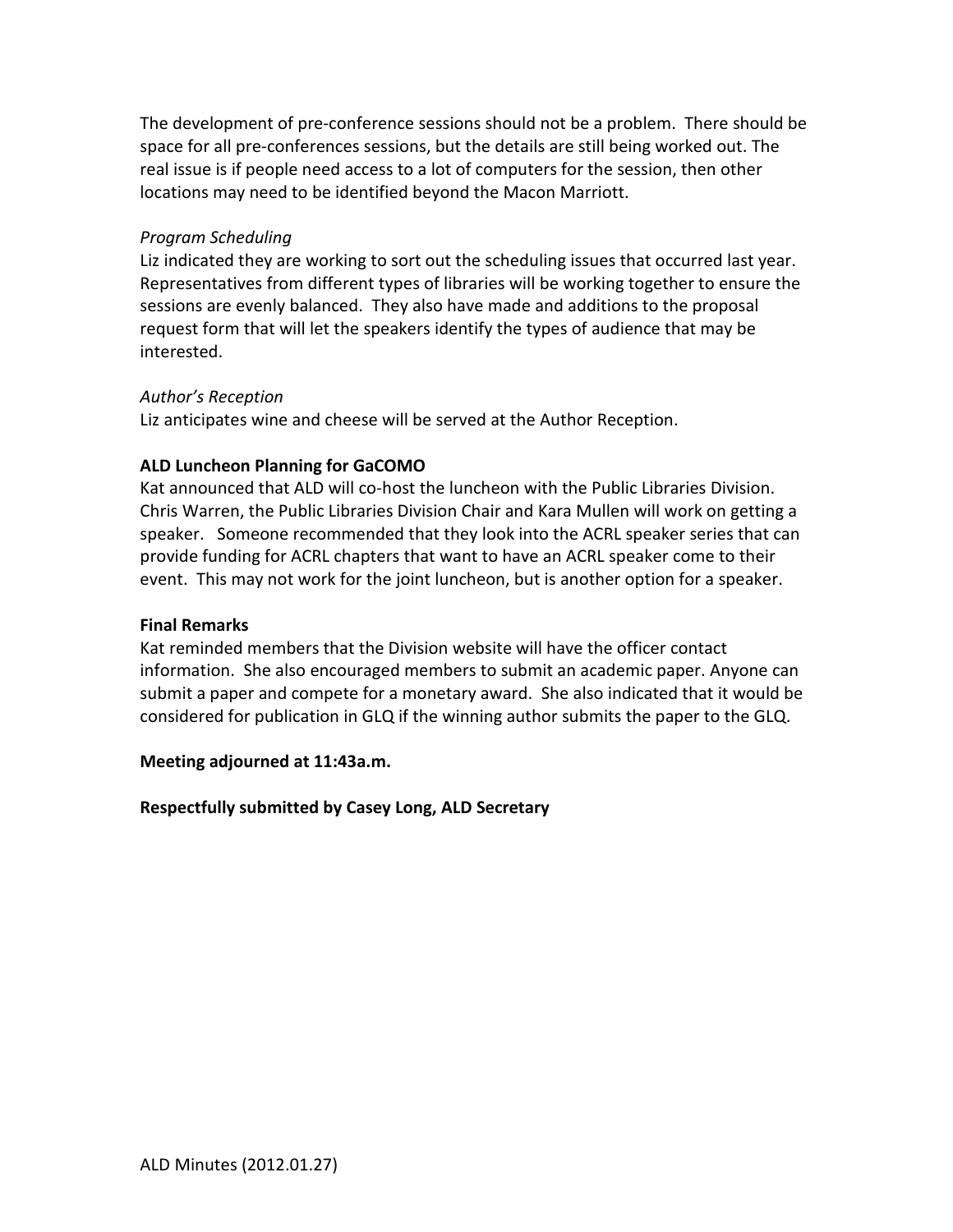The development of pre-conference sessions should not be a problem. There should be space for all pre-conferences sessions, but the details are still being worked out. The real issue is if people need access to a lot of computers for the session, then other locations may need to be identified beyond the Macon Marriott.

*Program Scheduling*
Liz indicated they are working to sort out the scheduling issues that occurred last year. Representatives from different types of libraries will be working together to ensure the sessions are evenly balanced. They also have made and additions to the proposal request form that will let the speakers identify the types of audience that may be interested.

*Author's Reception*
Liz anticipates wine and cheese will be served at the Author Reception.

**ALD Luncheon Planning for GaCOMO**
Kat announced that ALD will co-host the luncheon with the Public Libraries Division. Chris Warren, the Public Libraries Division Chair and Kara Mullen will work on getting a speaker. Someone recommended that they look into the ACRL speaker series that can provide funding for ACRL chapters that want to have an ACRL speaker come to their event. This may not work for the joint luncheon, but is another option for a speaker.

**Final Remarks**
Kat reminded members that the Division website will have the officer contact information. She also encouraged members to submit an academic paper. Anyone can submit a paper and compete for a monetary award. She also indicated that it would be considered for publication in GLQ if the winning author submits the paper to the GLQ.

**Meeting adjourned at 11:43a.m.**

**Respectfully submitted by Casey Long, ALD Secretary**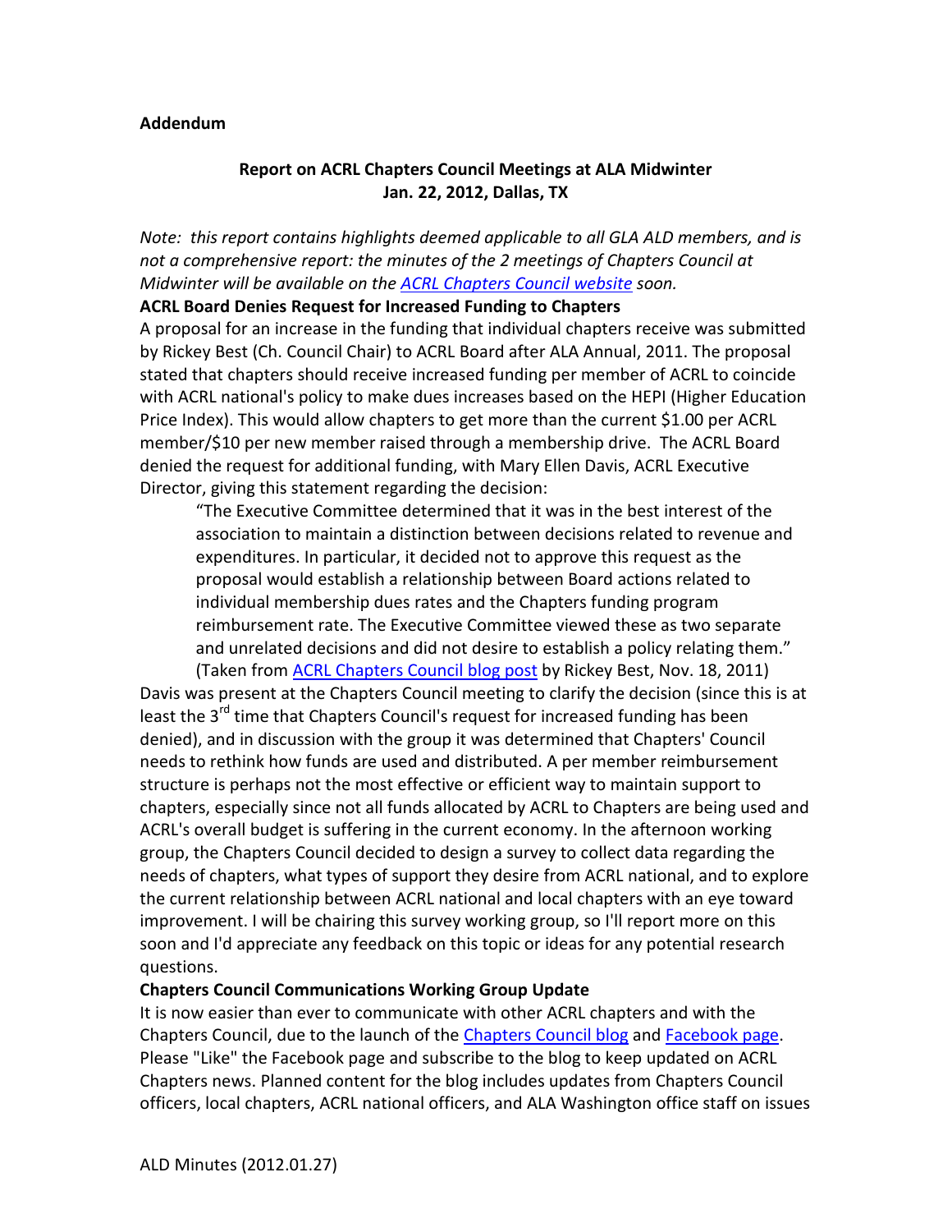**Addendum**

**Report on ACRL Chapters Council Meetings at ALA Midwinter**
**Jan. 22, 2012, Dallas, TX**

*Note: this report contains highlights deemed applicable to all GLA ALD members, and is not a comprehensive report: the minutes of the 2 meetings of Chapters Council at Midwinter will be available on the ACRL Chapters Council website soon.*

**ACRL Board Denies Request for Increased Funding to Chapters**

A proposal for an increase in the funding that individual chapters receive was submitted by Rickey Best (Ch. Council Chair) to ACRL Board after ALA Annual, 2011. The proposal stated that chapters should receive increased funding per member of ACRL to coincide with ACRL national's policy to make dues increases based on the HEPI (Higher Education Price Index). This would allow chapters to get more than the current $1.00 per ACRL member/$10 per new member raised through a membership drive. The ACRL Board denied the request for additional funding, with Mary Ellen Davis, ACRL Executive Director, giving this statement regarding the decision:

> "The Executive Committee determined that it was in the best interest of the association to maintain a distinction between decisions related to revenue and expenditures. In particular, it decided not to approve this request as the proposal would establish a relationship between Board actions related to individual membership dues rates and the Chapters funding program reimbursement rate. The Executive Committee viewed these as two separate and unrelated decisions and did not desire to establish a policy relating them." (Taken from ACRL Chapters Council blog post by Rickey Best, Nov. 18, 2011)

Davis was present at the Chapters Council meeting to clarify the decision (since this is at least the 3rd time that Chapters Council's request for increased funding has been denied), and in discussion with the group it was determined that Chapters' Council needs to rethink how funds are used and distributed. A per member reimbursement structure is perhaps not the most effective or efficient way to maintain support to chapters, especially since not all funds allocated by ACRL to Chapters are being used and ACRL's overall budget is suffering in the current economy. In the afternoon working group, the Chapters Council decided to design a survey to collect data regarding the needs of chapters, what types of support they desire from ACRL national, and to explore the current relationship between ACRL national and local chapters with an eye toward improvement. I will be chairing this survey working group, so I'll report more on this soon and I'd appreciate any feedback on this topic or ideas for any potential research questions.

**Chapters Council Communications Working Group Update**

It is now easier than ever to communicate with other ACRL chapters and with the Chapters Council, due to the launch of the Chapters Council blog and Facebook page. Please "Like" the Facebook page and subscribe to the blog to keep updated on ACRL Chapters news. Planned content for the blog includes updates from Chapters Council officers, local chapters, ACRL national officers, and ALA Washington office staff on issues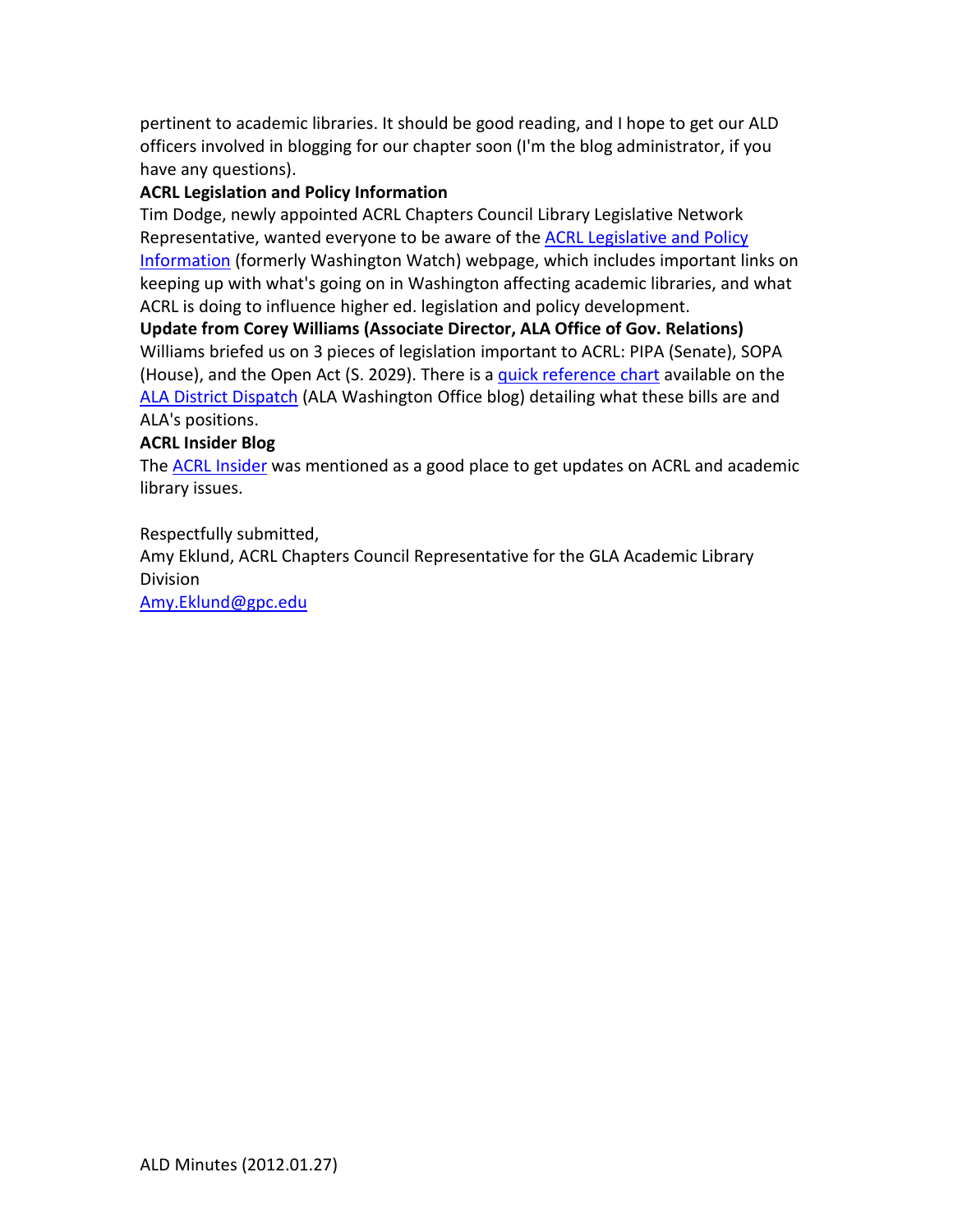pertinent to academic libraries. It should be good reading, and I hope to get our ALD officers involved in blogging for our chapter soon (I'm the blog administrator, if you have any questions).

**ACRL Legislation and Policy Information**

Tim Dodge, newly appointed ACRL Chapters Council Library Legislative Network Representative, wanted everyone to be aware of the ACRL Legislative and Policy Information (formerly Washington Watch) webpage, which includes important links on keeping up with what's going on in Washington affecting academic libraries, and what ACRL is doing to influence higher ed. legislation and policy development.

**Update from Corey Williams (Associate Director, ALA Office of Gov. Relations)**

Williams briefed us on 3 pieces of legislation important to ACRL: PIPA (Senate), SOPA (House), and the Open Act (S. 2029). There is a quick reference chart available on the ALA District Dispatch (ALA Washington Office blog) detailing what these bills are and ALA's positions.

**ACRL Insider Blog**

The ACRL Insider was mentioned as a good place to get updates on ACRL and academic library issues.

Respectfully submitted,
Amy Eklund, ACRL Chapters Council Representative for the GLA Academic Library Division
Amy.Eklund@gpc.edu